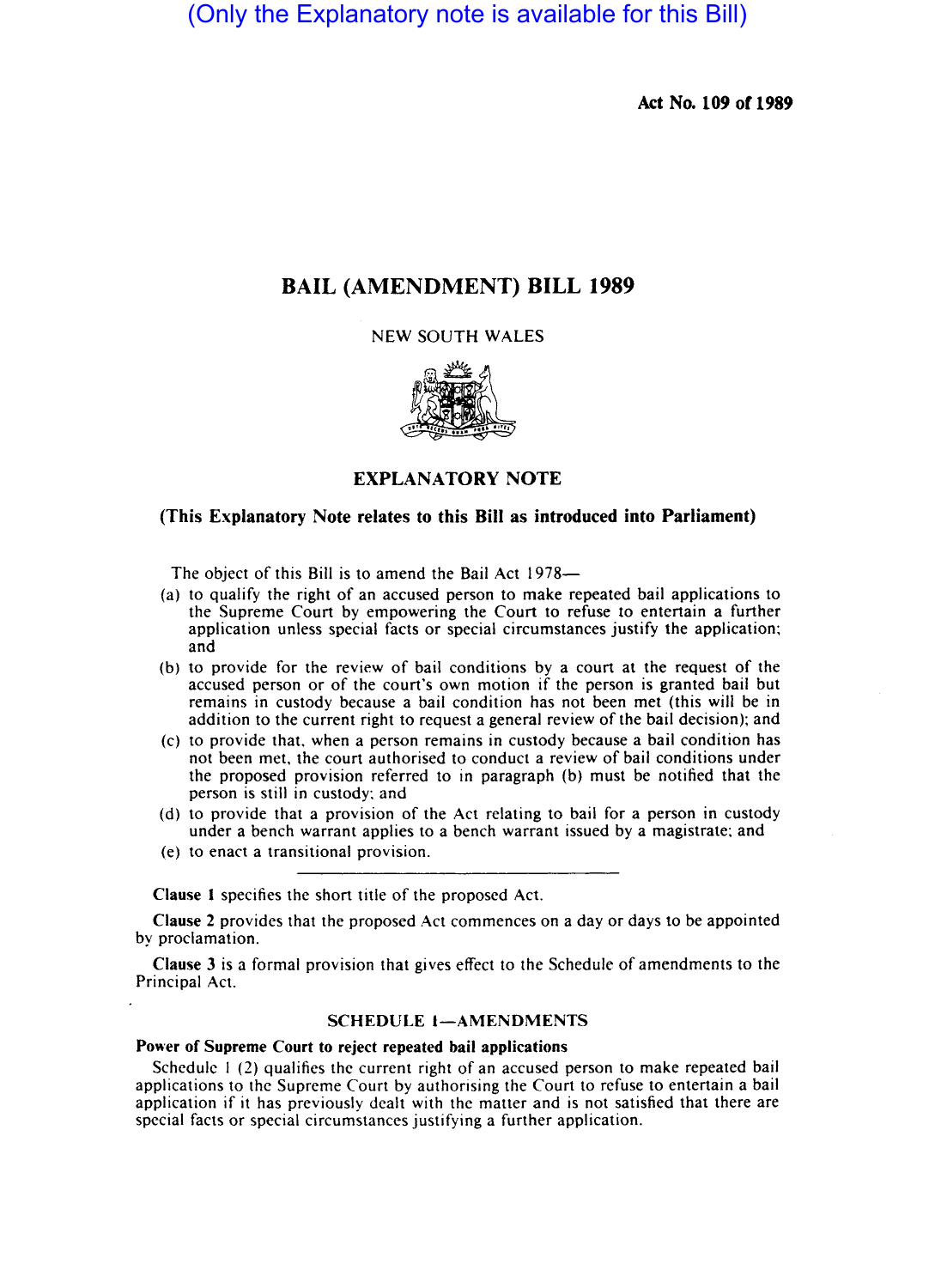(Only the Explanatory note is available for this Bill)

**Act No. 109 of 1989**

# BAIL (AMENDMENT) BILL 1989

NEW SOUTH WALES

## EXPLANATORY NOTE

**(This Explanatory Note relates to this Bill as introduced into Parliament)**

The object of this Bill is to amend the Bail Act 1978—

(a) to qualify the right of an accused person to make repeated bail applications to the Supreme Court by empowering the Court to refuse to entertain a further application unless special facts or special circumstances justify the application; and

(b) to provide for the review of bail conditions by a court at the request of the accused person or of the court's own motion if the person is granted bail but remains in custody because a bail condition has not been met (this will be in addition to the current right to request a general review of the bail decision); and

(c) to provide that, when a person remains in custody because a bail condition has not been met, the court authorised to conduct a review of bail conditions under the proposed provision referred to in paragraph (b) must be notified that the person is still in custody; and

(d) to provide that a provision of the Act relating to bail for a person in custody under a bench warrant applies to a bench warrant issued by a magistrate; and

(e) to enact a transitional provision.

---

**Clause 1** specifies the short title of the proposed Act.

**Clause 2** provides that the proposed Act commences on a day or days to be appointed by proclamation.

**Clause 3** is a formal provision that gives effect to the Schedule of amendments to the Principal Act.

### SCHEDULE 1—AMENDMENTS

**Power of Supreme Court to reject repeated bail applications**

Schedule 1 (2) qualifies the current right of an accused person to make repeated bail applications to the Supreme Court by authorising the Court to refuse to entertain a bail application if it has previously dealt with the matter and is not satisfied that there are special facts or special circumstances justifying a further application.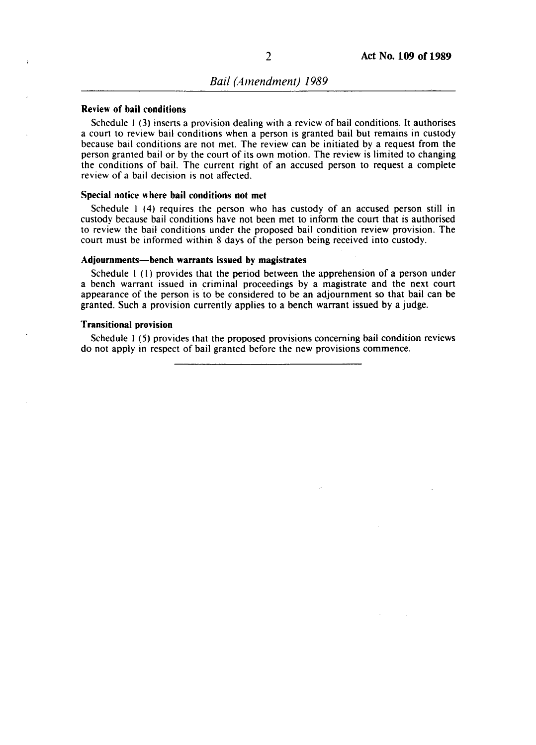#### Review of bail conditions

Schedule 1 (3) inserts a provision dealing with a review of bail conditions. It authorises a court to review bail conditions when a person is granted bail but remains in custody because bail conditions are not met. The review can be initiated by a request from the person granted bail or by the court of its own motion. The review is limited to changing the conditions of bail. The current right of an accused person to request a complete review of a bail decision is not affected.

#### Special notice where bail conditions not met

Schedule 1 (4) requires the person who has custody of an accused person still in custody because bail conditions have not been met to inform the court that is authorised to review the bail conditions under the proposed bail condition review provision. The court must be informed within 8 days of the person being received into custody.

#### Adjournments—bench warrants issued by magistrates

Schedule 1 (1) provides that the period between the apprehension of a person under a bench warrant issued in criminal proceedings by a magistrate and the next court appearance of the person is to be considered to be an adjournment so that bail can be granted. Such a provision currently applies to a bench warrant issued by a judge.

#### Transitional provision

Schedule 1 (5) provides that the proposed provisions concerning bail condition reviews do not apply in respect of bail granted before the new provisions commence.